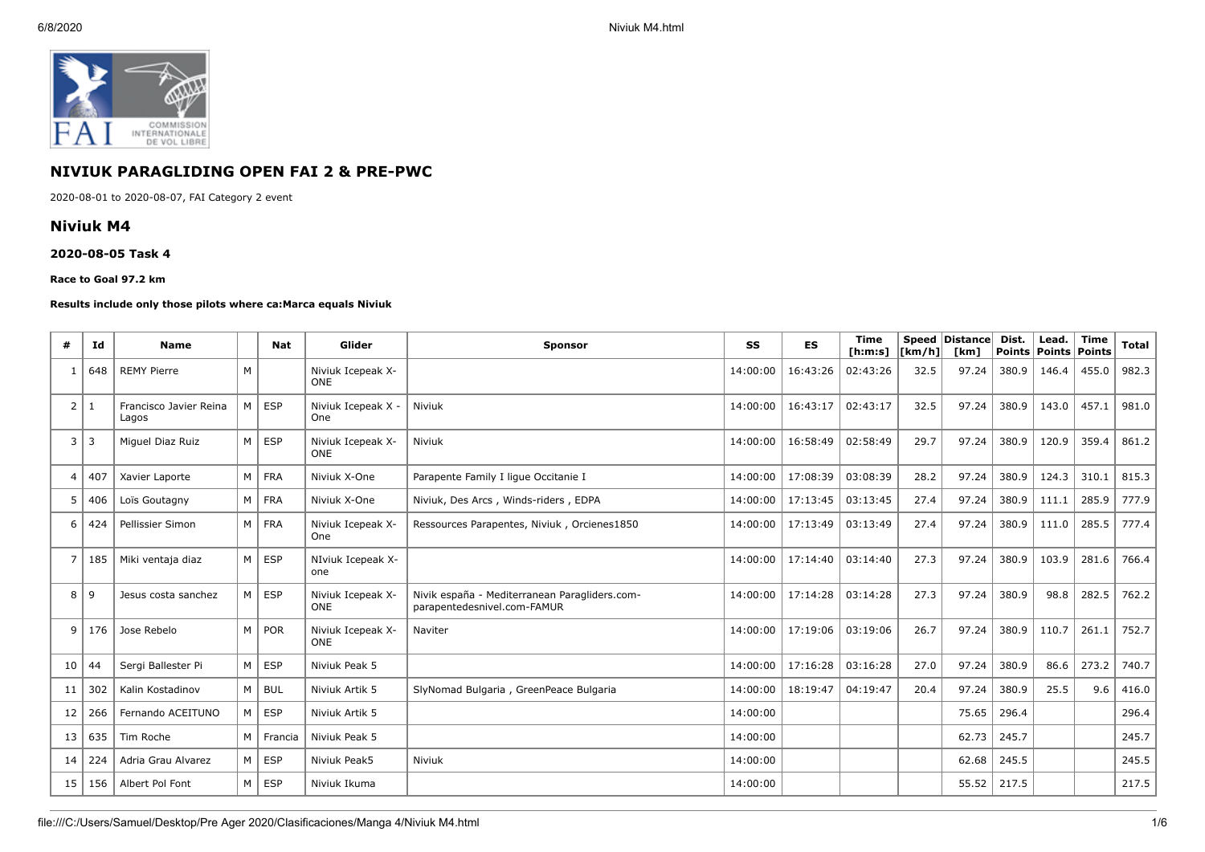## NIVIUK PARAGLIDING OPEN FAI 2 & PRE-PWC

2020-08-01 to 2020-08-07, FAI Category 2 event

## Niviuk M4

#### 2020-08-05 Task 4

##### Race to Goal 97.2 km

##### Results include only those pilots where ca:Marca equals Niviuk

| # | Id | Name | | Nat | Glider | Sponsor | SS | ES | Time [h:m:s] | Speed [km/h] | Distance [km] | Dist. Points | Lead. Points | Time Points | Total |
|---|---|---|---|---|---|---|---|---|---|---|---|---|---|---|---|
| 1 | 648 | REMY Pierre | M | | Niviuk Icepeak X-ONE | | 14:00:00 | 16:43:26 | 02:43:26 | 32.5 | 97.24 | 380.9 | 146.4 | 455.0 | 982.3 |
| 2 | 1 | Francisco Javier Reina Lagos | M | ESP | Niviuk Icepeak X - One | Niviuk | 14:00:00 | 16:43:17 | 02:43:17 | 32.5 | 97.24 | 380.9 | 143.0 | 457.1 | 981.0 |
| 3 | 3 | Miguel Diaz Ruiz | M | ESP | Niviuk Icepeak X-ONE | Niviuk | 14:00:00 | 16:58:49 | 02:58:49 | 29.7 | 97.24 | 380.9 | 120.9 | 359.4 | 861.2 |
| 4 | 407 | Xavier Laporte | M | FRA | Niviuk X-One | Parapente Family I ligue Occitanie I | 14:00:00 | 17:08:39 | 03:08:39 | 28.2 | 97.24 | 380.9 | 124.3 | 310.1 | 815.3 |
| 5 | 406 | Loïs Goutagny | M | FRA | Niviuk X-One | Niviuk, Des Arcs , Winds-riders , EDPA | 14:00:00 | 17:13:45 | 03:13:45 | 27.4 | 97.24 | 380.9 | 111.1 | 285.9 | 777.9 |
| 6 | 424 | Pellissier Simon | M | FRA | Niviuk Icepeak X-One | Ressources Parapentes, Niviuk , Orcienes1850 | 14:00:00 | 17:13:49 | 03:13:49 | 27.4 | 97.24 | 380.9 | 111.0 | 285.5 | 777.4 |
| 7 | 185 | Miki ventaja diaz | M | ESP | NIviuk Icepeak X-one | | 14:00:00 | 17:14:40 | 03:14:40 | 27.3 | 97.24 | 380.9 | 103.9 | 281.6 | 766.4 |
| 8 | 9 | Jesus costa sanchez | M | ESP | Niviuk Icepeak X-ONE | Nivik españa - Mediterranean Paragliders.com-parapentedesnivel.com-FAMUR | 14:00:00 | 17:14:28 | 03:14:28 | 27.3 | 97.24 | 380.9 | 98.8 | 282.5 | 762.2 |
| 9 | 176 | Jose Rebelo | M | POR | Niviuk Icepeak X-ONE | Naviter | 14:00:00 | 17:19:06 | 03:19:06 | 26.7 | 97.24 | 380.9 | 110.7 | 261.1 | 752.7 |
| 10 | 44 | Sergi Ballester Pi | M | ESP | Niviuk Peak 5 | | 14:00:00 | 17:16:28 | 03:16:28 | 27.0 | 97.24 | 380.9 | 86.6 | 273.2 | 740.7 |
| 11 | 302 | Kalin Kostadinov | M | BUL | Niviuk Artik 5 | SlyNomad Bulgaria , GreenPeace Bulgaria | 14:00:00 | 18:19:47 | 04:19:47 | 20.4 | 97.24 | 380.9 | 25.5 | 9.6 | 416.0 |
| 12 | 266 | Fernando ACEITUNO | M | ESP | Niviuk Artik 5 | | 14:00:00 | | | | 75.65 | 296.4 | | | 296.4 |
| 13 | 635 | Tim Roche | M | Francia | Niviuk Peak 5 | | 14:00:00 | | | | 62.73 | 245.7 | | | 245.7 |
| 14 | 224 | Adria Grau Alvarez | M | ESP | Niviuk Peak5 | Niviuk | 14:00:00 | | | | 62.68 | 245.5 | | | 245.5 |
| 15 | 156 | Albert Pol Font | M | ESP | Niviuk Ikuma | | 14:00:00 | | | | 55.52 | 217.5 | | | 217.5 |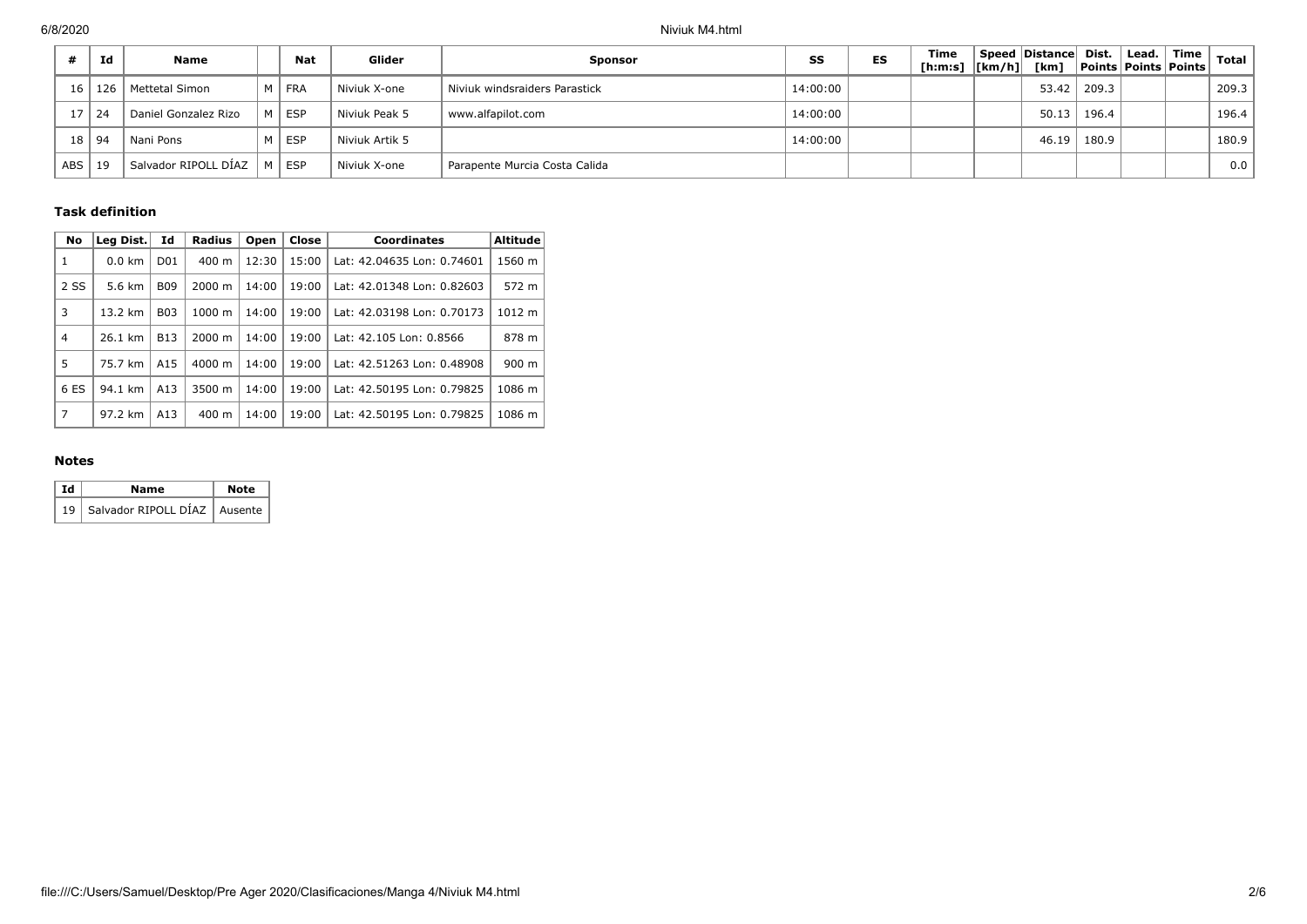| # | Id | Name | | Nat | Glider | Sponsor | SS | ES | Time [h:m:s] | Speed [km/h] | Distance [km] | Dist. Points | Lead. Points | Time Points | Total |
|---|---|---|---|---|---|---|---|---|---|---|---|---|---|---|---|
| 16 | 126 | Mettetal Simon | M | FRA | Niviuk X-one | Niviuk windsraiders Parastick | 14:00:00 | | | | 53.42 | 209.3 | | | 209.3 |
| 17 | 24 | Daniel Gonzalez Rizo | M | ESP | Niviuk Peak 5 | www.alfapilot.com | 14:00:00 | | | | 50.13 | 196.4 | | | 196.4 |
| 18 | 94 | Nani Pons | M | ESP | Niviuk Artik 5 | | 14:00:00 | | | | 46.19 | 180.9 | | | 180.9 |
| ABS | 19 | Salvador RIPOLL DÍAZ | M | ESP | Niviuk X-one | Parapente Murcia Costa Calida | | | | | | | | | 0.0 |

### Task definition

| No | Leg Dist. | Id | Radius | Open | Close | Coordinates | Altitude |
|---|---|---|---|---|---|---|---|
| 1 | 0.0 km | D01 | 400 m | 12:30 | 15:00 | Lat: 42.04635 Lon: 0.74601 | 1560 m |
| 2 SS | 5.6 km | B09 | 2000 m | 14:00 | 19:00 | Lat: 42.01348 Lon: 0.82603 | 572 m |
| 3 | 13.2 km | B03 | 1000 m | 14:00 | 19:00 | Lat: 42.03198 Lon: 0.70173 | 1012 m |
| 4 | 26.1 km | B13 | 2000 m | 14:00 | 19:00 | Lat: 42.105 Lon: 0.8566 | 878 m |
| 5 | 75.7 km | A15 | 4000 m | 14:00 | 19:00 | Lat: 42.51263 Lon: 0.48908 | 900 m |
| 6 ES | 94.1 km | A13 | 3500 m | 14:00 | 19:00 | Lat: 42.50195 Lon: 0.79825 | 1086 m |
| 7 | 97.2 km | A13 | 400 m | 14:00 | 19:00 | Lat: 42.50195 Lon: 0.79825 | 1086 m |

### Notes

| Id | Name | Note |
|---|---|---|
| 19 | Salvador RIPOLL DÍAZ | Ausente |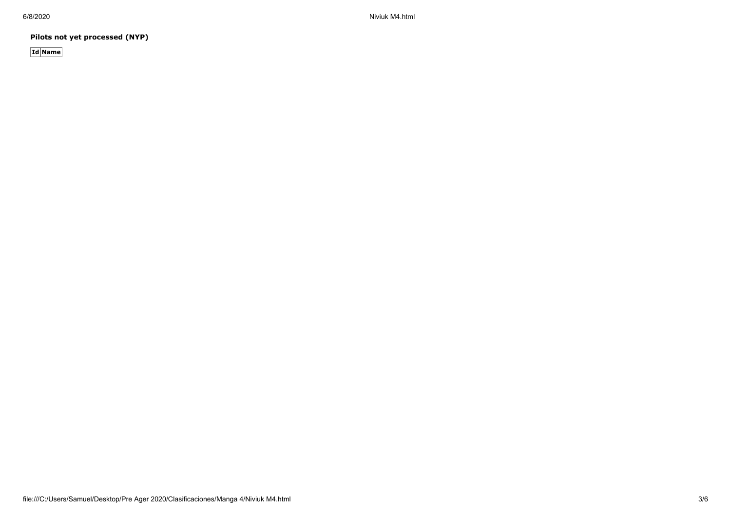**Pilots not yet processed (NYP)**

| Id | Name |
| --- | --- |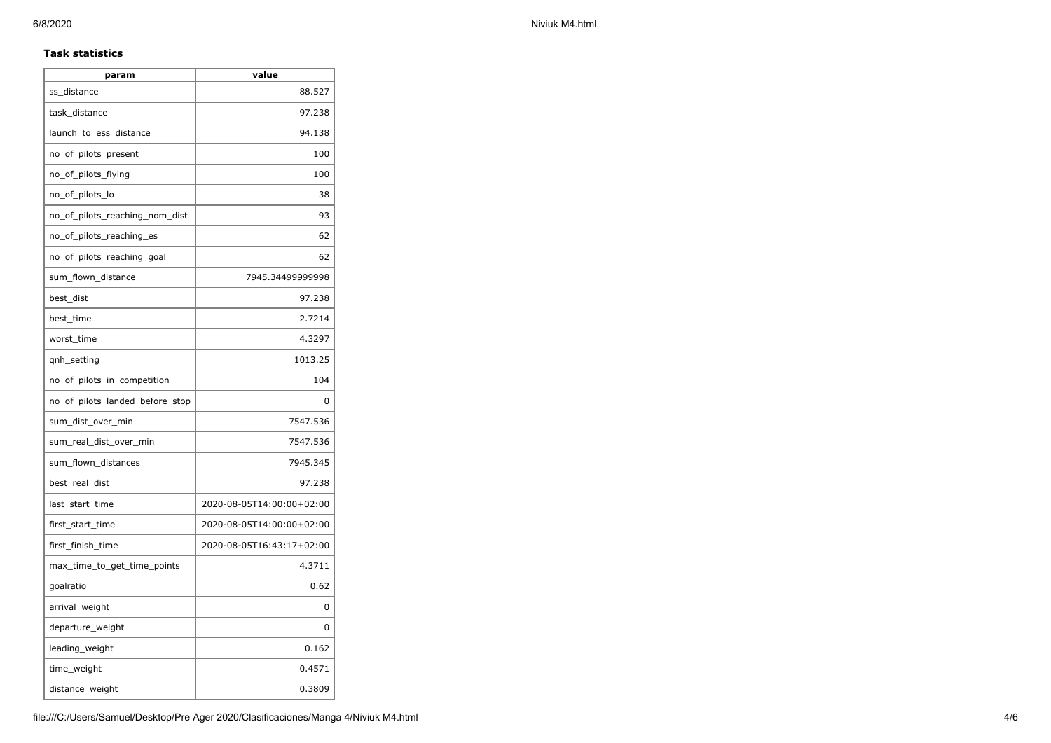### Task statistics

| param | value |
| --- | --- |
| ss_distance | 88.527 |
| task_distance | 97.238 |
| launch_to_ess_distance | 94.138 |
| no_of_pilots_present | 100 |
| no_of_pilots_flying | 100 |
| no_of_pilots_lo | 38 |
| no_of_pilots_reaching_nom_dist | 93 |
| no_of_pilots_reaching_es | 62 |
| no_of_pilots_reaching_goal | 62 |
| sum_flown_distance | 7945.34499999998 |
| best_dist | 97.238 |
| best_time | 2.7214 |
| worst_time | 4.3297 |
| qnh_setting | 1013.25 |
| no_of_pilots_in_competition | 104 |
| no_of_pilots_landed_before_stop | 0 |
| sum_dist_over_min | 7547.536 |
| sum_real_dist_over_min | 7547.536 |
| sum_flown_distances | 7945.345 |
| best_real_dist | 97.238 |
| last_start_time | 2020-08-05T14:00:00+02:00 |
| first_start_time | 2020-08-05T14:00:00+02:00 |
| first_finish_time | 2020-08-05T16:43:17+02:00 |
| max_time_to_get_time_points | 4.3711 |
| goalratio | 0.62 |
| arrival_weight | 0 |
| departure_weight | 0 |
| leading_weight | 0.162 |
| time_weight | 0.4571 |
| distance_weight | 0.3809 |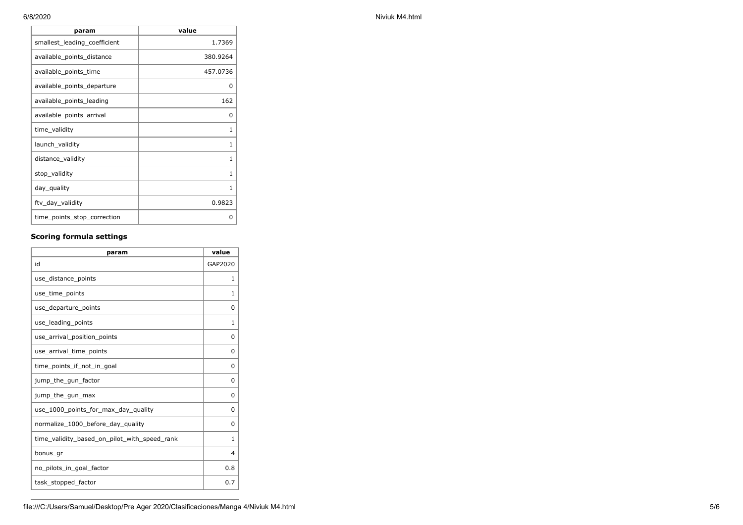| param | value |
|---|---|
| smallest_leading_coefficient | 1.7369 |
| available_points_distance | 380.9264 |
| available_points_time | 457.0736 |
| available_points_departure | 0 |
| available_points_leading | 162 |
| available_points_arrival | 0 |
| time_validity | 1 |
| launch_validity | 1 |
| distance_validity | 1 |
| stop_validity | 1 |
| day_quality | 1 |
| ftv_day_validity | 0.9823 |
| time_points_stop_correction | 0 |

### Scoring formula settings

| param | value |
|---|---|
| id | GAP2020 |
| use_distance_points | 1 |
| use_time_points | 1 |
| use_departure_points | 0 |
| use_leading_points | 1 |
| use_arrival_position_points | 0 |
| use_arrival_time_points | 0 |
| time_points_if_not_in_goal | 0 |
| jump_the_gun_factor | 0 |
| jump_the_gun_max | 0 |
| use_1000_points_for_max_day_quality | 0 |
| normalize_1000_before_day_quality | 0 |
| time_validity_based_on_pilot_with_speed_rank | 1 |
| bonus_gr | 4 |
| no_pilots_in_goal_factor | 0.8 |
| task_stopped_factor | 0.7 |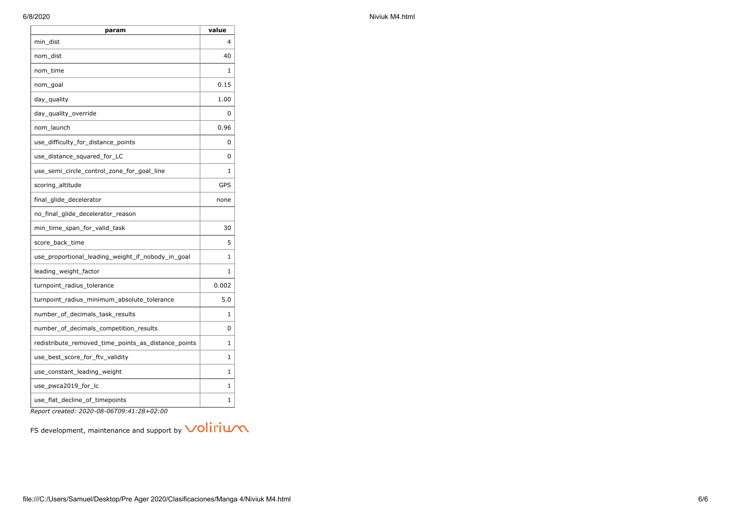| param | value |
|---|---|
| min_dist | 4 |
| nom_dist | 40 |
| nom_time | 1 |
| nom_goal | 0.15 |
| day_quality | 1.00 |
| day_quality_override | 0 |
| nom_launch | 0.96 |
| use_difficulty_for_distance_points | 0 |
| use_distance_squared_for_LC | 0 |
| use_semi_circle_control_zone_for_goal_line | 1 |
| scoring_altitude | GPS |
| final_glide_decelerator | none |
| no_final_glide_decelerator_reason | |
| min_time_span_for_valid_task | 30 |
| score_back_time | 5 |
| use_proportional_leading_weight_if_nobody_in_goal | 1 |
| leading_weight_factor | 1 |
| turnpoint_radius_tolerance | 0.002 |
| turnpoint_radius_minimum_absolute_tolerance | 5.0 |
| number_of_decimals_task_results | 1 |
| number_of_decimals_competition_results | 0 |
| redistribute_removed_time_points_as_distance_points | 1 |
| use_best_score_for_ftv_validity | 1 |
| use_constant_leading_weight | 1 |
| use_pwca2019_for_lc | 1 |
| use_flat_decline_of_timepoints | 1 |

*Report created: 2020-08-06T09:41:28+02:00*

FS development, maintenance and support by volirium